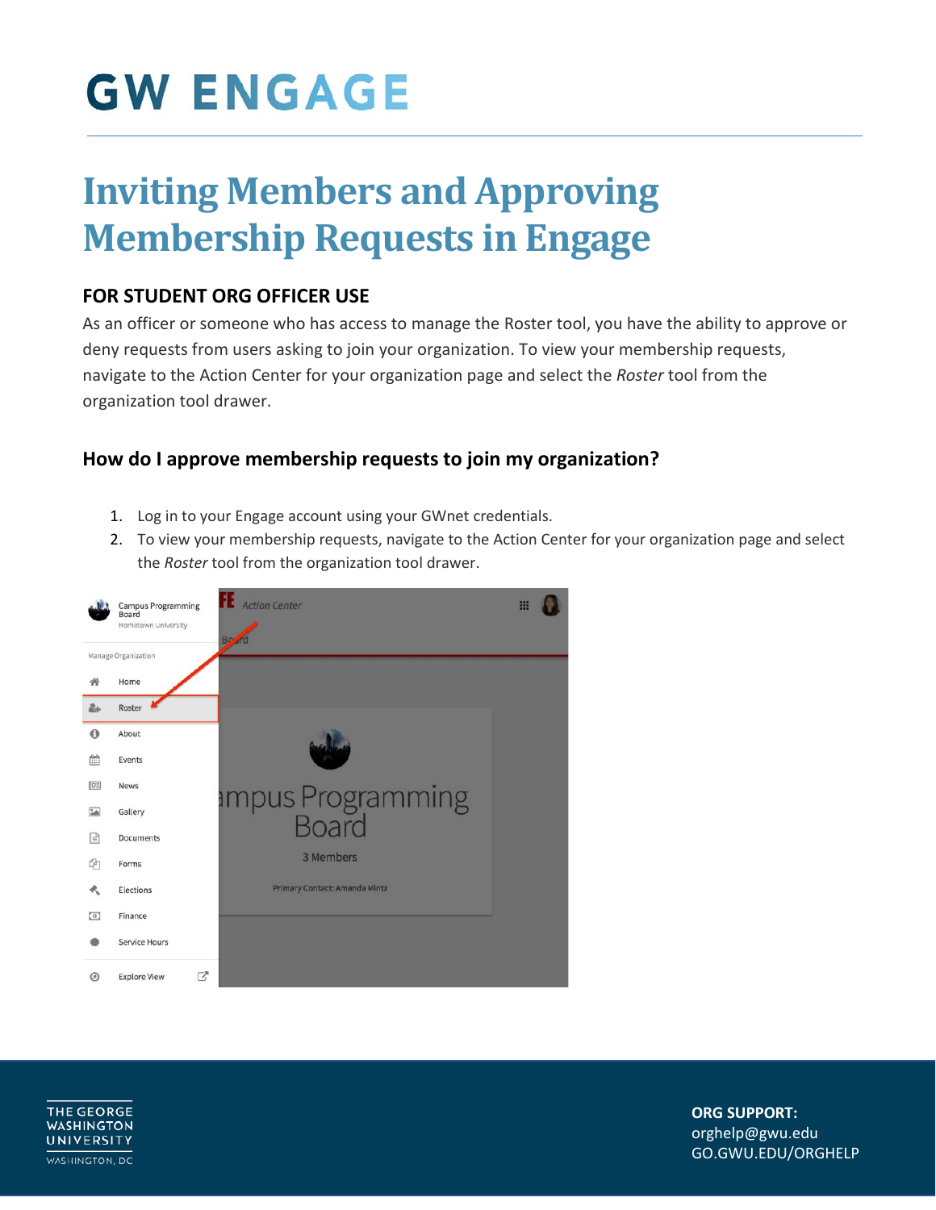# GW ENGAGE

# Inviting Members and Approving Membership Requests in Engage

## FOR STUDENT ORG OFFICER USE

As an officer or someone who has access to manage the Roster tool, you have the ability to approve or deny requests from users asking to join your organization. To view your membership requests, navigate to the Action Center for your organization page and select the *Roster* tool from the organization tool drawer.

### How do I approve membership requests to join my organization?

1. Log in to your Engage account using your GWnet credentials.
2. To view your membership requests, navigate to the Action Center for your organization page and select the *Roster* tool from the organization tool drawer.

**ORG SUPPORT:**
orghelp@gwu.edu
GO.GWU.EDU/ORGHELP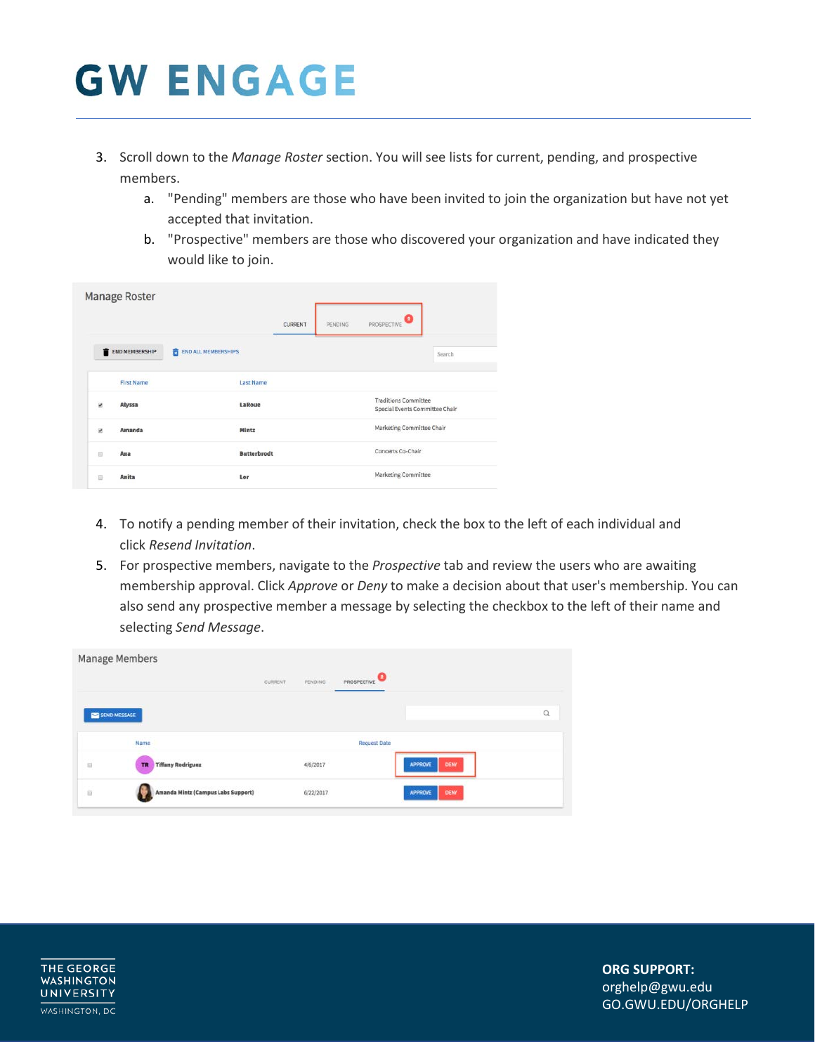3. Scroll down to the *Manage Roster* section. You will see lists for current, pending, and prospective members.
   a. "Pending" members are those who have been invited to join the organization but have not yet accepted that invitation.
   b. "Prospective" members are those who discovered your organization and have indicated they would like to join.

4. To notify a pending member of their invitation, check the box to the left of each individual and click *Resend Invitation*.
5. For prospective members, navigate to the *Prospective* tab and review the users who are awaiting membership approval. Click *Approve* or *Deny* to make a decision about that user's membership. You can also send any prospective member a message by selecting the checkbox to the left of their name and selecting *Send Message*.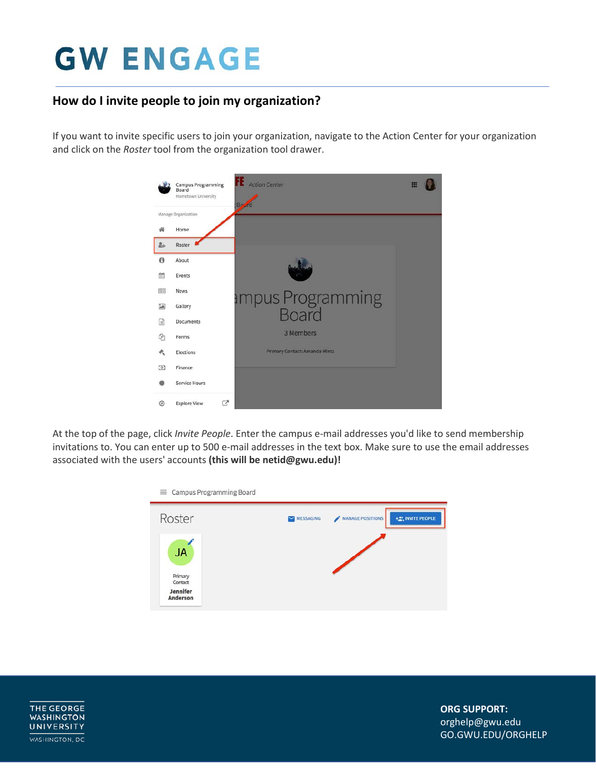# GW ENGAGE

## How do I invite people to join my organization?

If you want to invite specific users to join your organization, navigate to the Action Center for your organization and click on the *Roster* tool from the organization tool drawer.

At the top of the page, click *Invite People*. Enter the campus e-mail addresses you'd like to send membership invitations to. You can enter up to 500 e-mail addresses in the text box. Make sure to use the email addresses associated with the users' accounts **(this will be netid@gwu.edu)!**

THE GEORGE WASHINGTON UNIVERSITY
WASHINGTON, DC

**ORG SUPPORT:**
orghelp@gwu.edu
GO.GWU.EDU/ORGHELP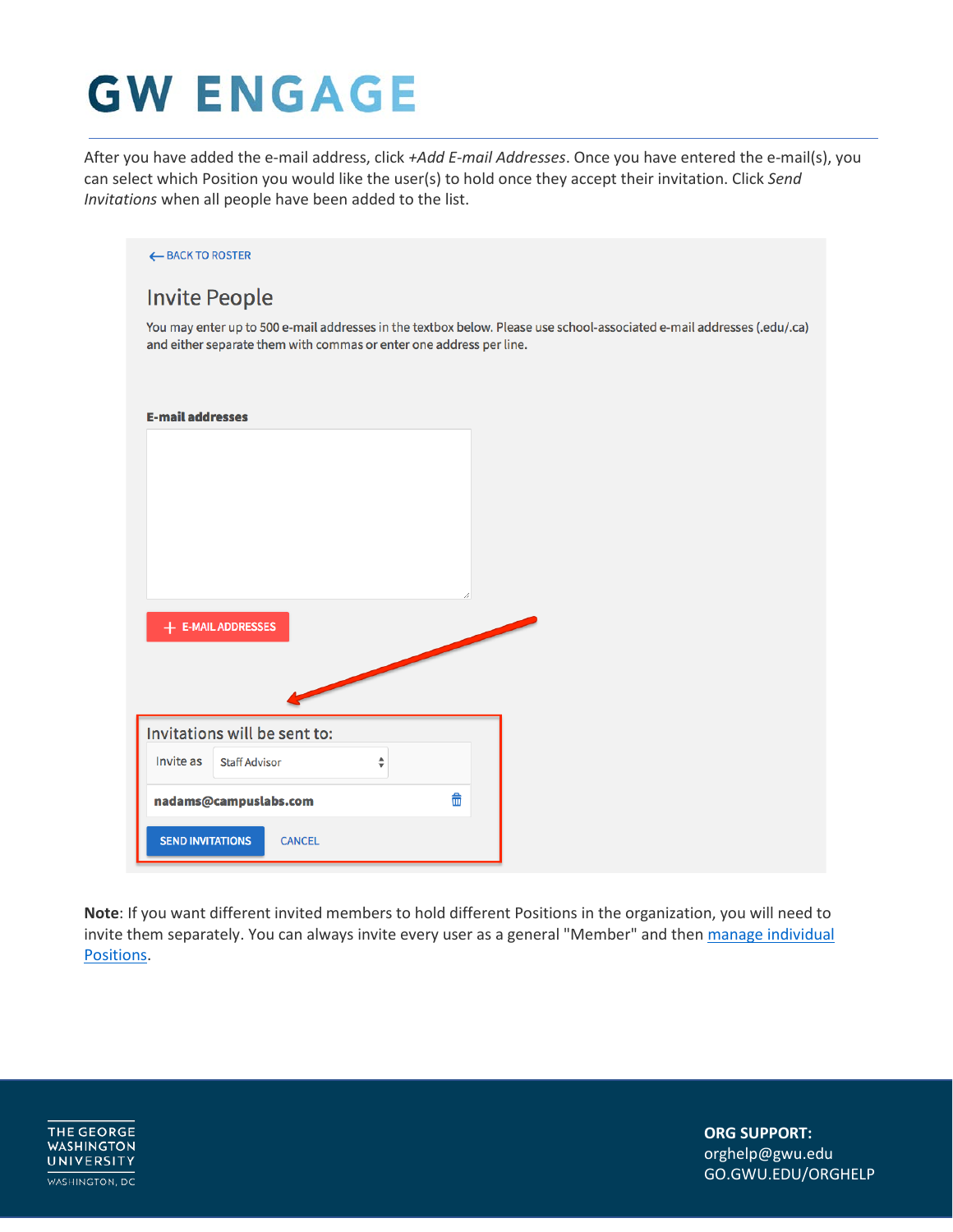# GW ENGAGE

After you have added the e-mail address, click *+Add E-mail Addresses*. Once you have entered the e-mail(s), you can select which Position you would like the user(s) to hold once they accept their invitation. Click *Send Invitations* when all people have been added to the list.

BACK TO ROSTER

Invite People

You may enter up to 500 e-mail addresses in the textbox below. Please use school-associated e-mail addresses (.edu/.ca) and either separate them with commas or enter one address per line.

E-mail addresses

+ E-MAIL ADDRESSES

Invitations will be sent to:

Invite as Staff Advisor

nadams@campuslabs.com

SEND INVITATIONS CANCEL

**Note**: If you want different invited members to hold different Positions in the organization, you will need to invite them separately. You can always invite every user as a general "Member" and then manage individual Positions.

THE GEORGE WASHINGTON UNIVERSITY
WASHINGTON, DC

**ORG SUPPORT:**
orghelp@gwu.edu
GO.GWU.EDU/ORGHELP